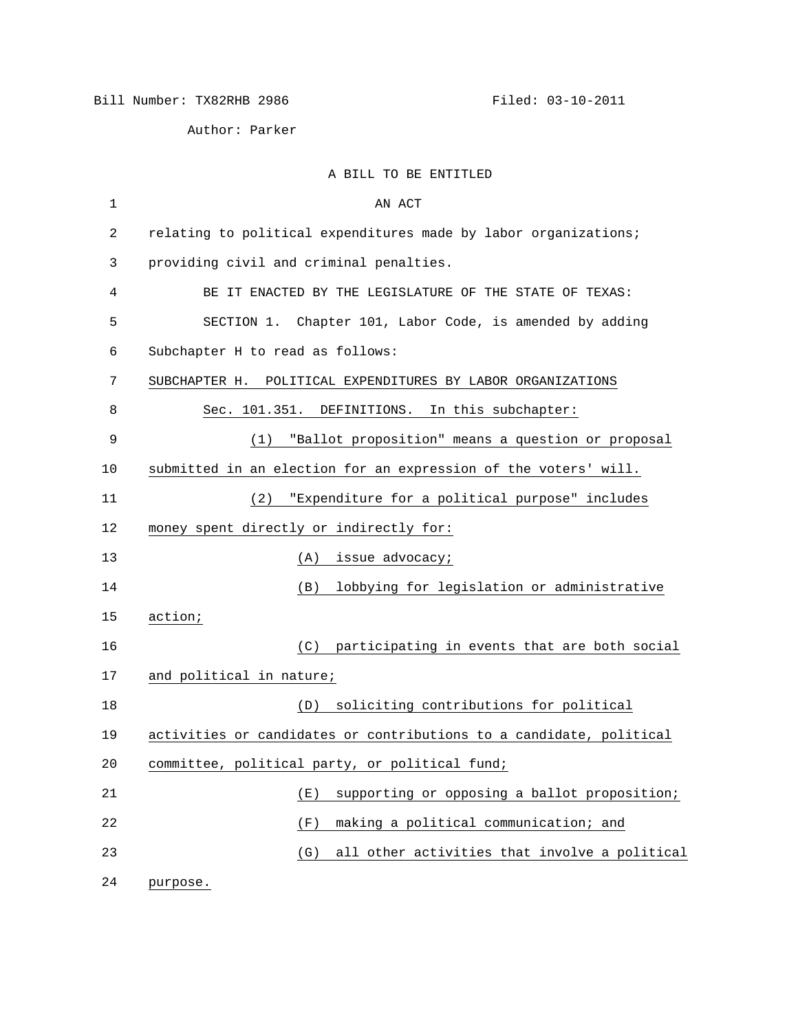Bill Number: TX82RHB 2986 Filed: 03-10-2011

Author: Parker

A BILL TO BE ENTITLED

AN ACT

relating to political expenditures made by labor organizations; providing civil and criminal penalties.

BE IT ENACTED BY THE LEGISLATURE OF THE STATE OF TEXAS:

SECTION 1. Chapter 101, Labor Code, is amended by adding Subchapter H to read as follows:

SUBCHAPTER H. POLITICAL EXPENDITURES BY LABOR ORGANIZATIONS

Sec. 101.351. DEFINITIONS. In this subchapter:

(1) "Ballot proposition" means a question or proposal submitted in an election for an expression of the voters' will.

(2) "Expenditure for a political purpose" includes money spent directly or indirectly for:

(A) issue advocacy;

(B) lobbying for legislation or administrative action;

(C) participating in events that are both social and political in nature;

(D) soliciting contributions for political activities or candidates or contributions to a candidate, political committee, political party, or political fund;

(E) supporting or opposing a ballot proposition;

(F) making a political communication; and

(G) all other activities that involve a political purpose.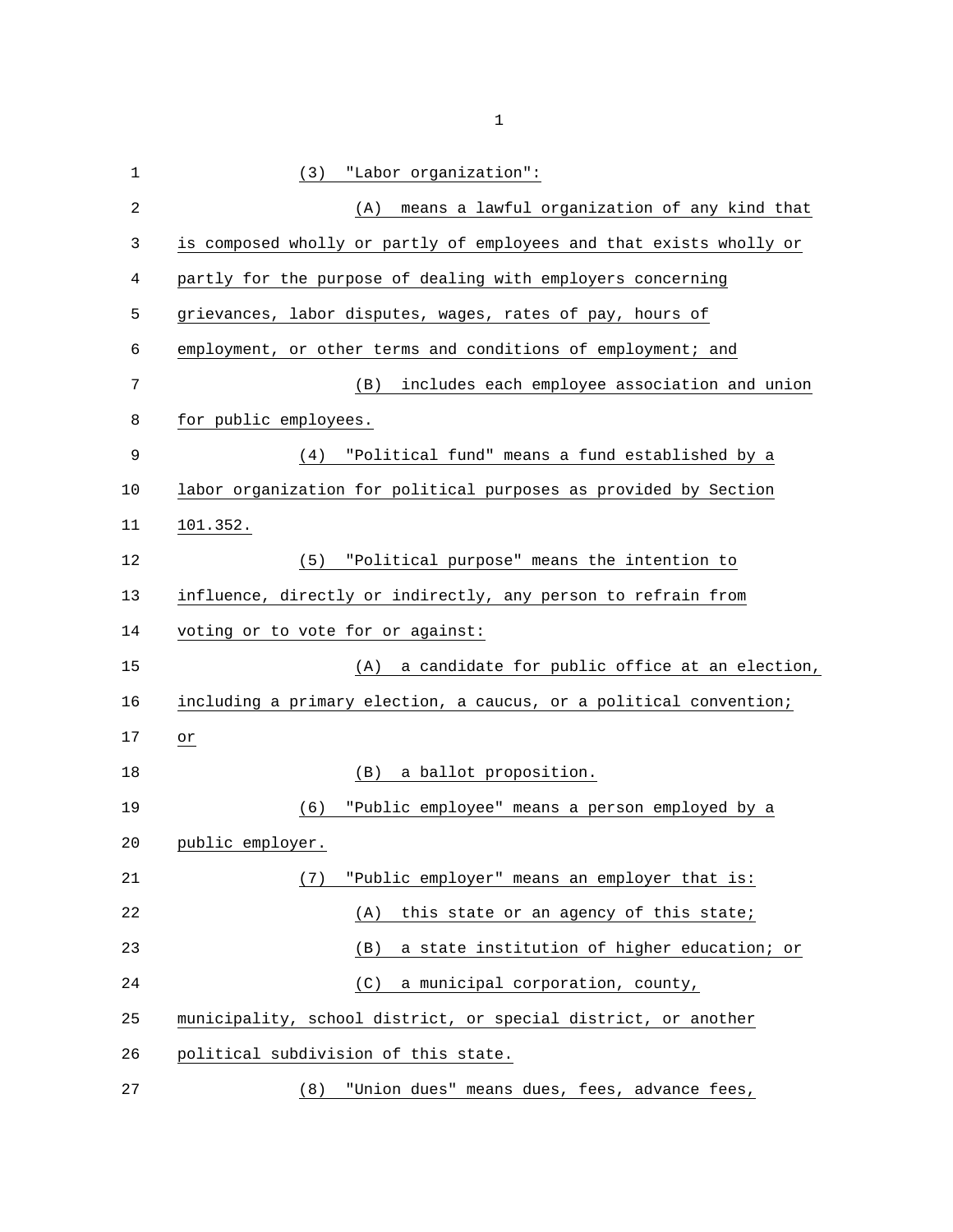(3) "Labor organization":

(A) means a lawful organization of any kind that is composed wholly or partly of employees and that exists wholly or partly for the purpose of dealing with employers concerning grievances, labor disputes, wages, rates of pay, hours of employment, or other terms and conditions of employment; and

(B) includes each employee association and union for public employees.

(4) "Political fund" means a fund established by a labor organization for political purposes as provided by Section 101.352.

(5) "Political purpose" means the intention to influence, directly or indirectly, any person to refrain from voting or to vote for or against:

(A) a candidate for public office at an election, including a primary election, a caucus, or a political convention; or

(B) a ballot proposition.

(6) "Public employee" means a person employed by a public employer.

(7) "Public employer" means an employer that is:

(A) this state or an agency of this state;

(B) a state institution of higher education; or

(C) a municipal corporation, county, municipality, school district, or special district, or another political subdivision of this state.

(8) "Union dues" means dues, fees, advance fees,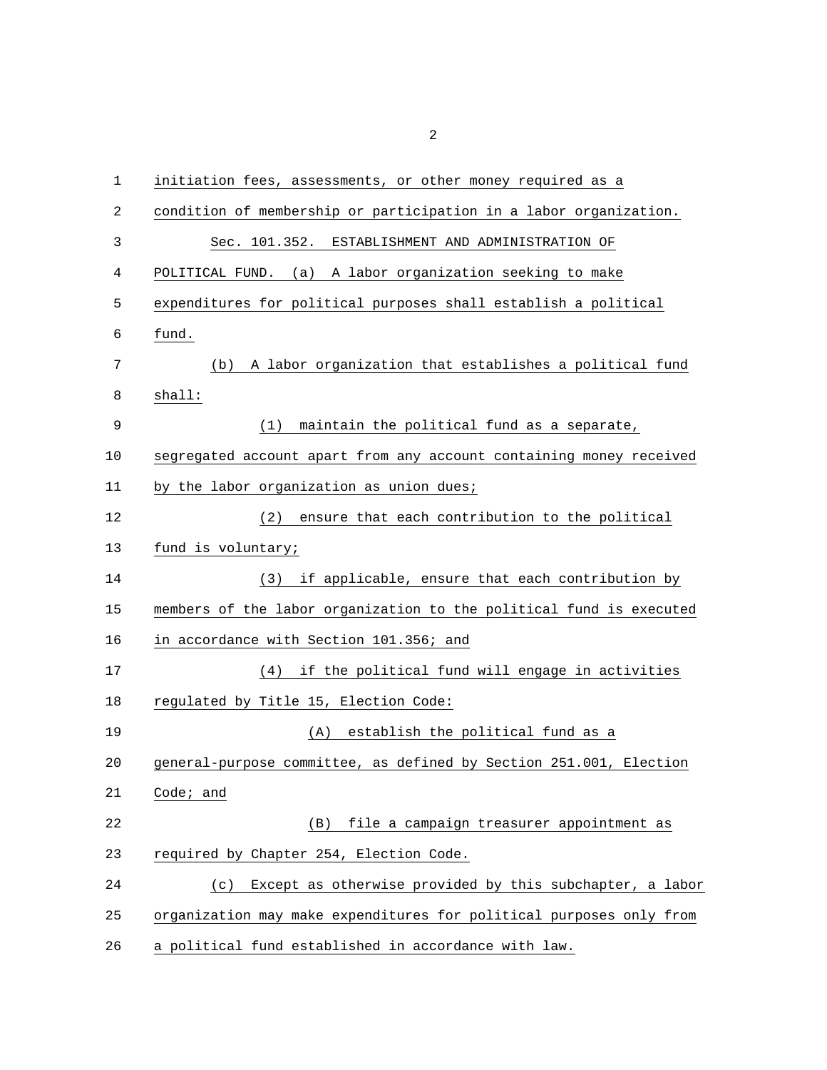initiation fees, assessments, or other money required as a condition of membership or participation in a labor organization.

Sec. 101.352. ESTABLISHMENT AND ADMINISTRATION OF POLITICAL FUND. (a) A labor organization seeking to make expenditures for political purposes shall establish a political fund.

(b) A labor organization that establishes a political fund shall:

(1) maintain the political fund as a separate, segregated account apart from any account containing money received by the labor organization as union dues;

(2) ensure that each contribution to the political fund is voluntary;

(3) if applicable, ensure that each contribution by members of the labor organization to the political fund is executed in accordance with Section 101.356; and

(4) if the political fund will engage in activities regulated by Title 15, Election Code:

(A) establish the political fund as a general-purpose committee, as defined by Section 251.001, Election Code; and

(B) file a campaign treasurer appointment as required by Chapter 254, Election Code.

(c) Except as otherwise provided by this subchapter, a labor organization may make expenditures for political purposes only from a political fund established in accordance with law.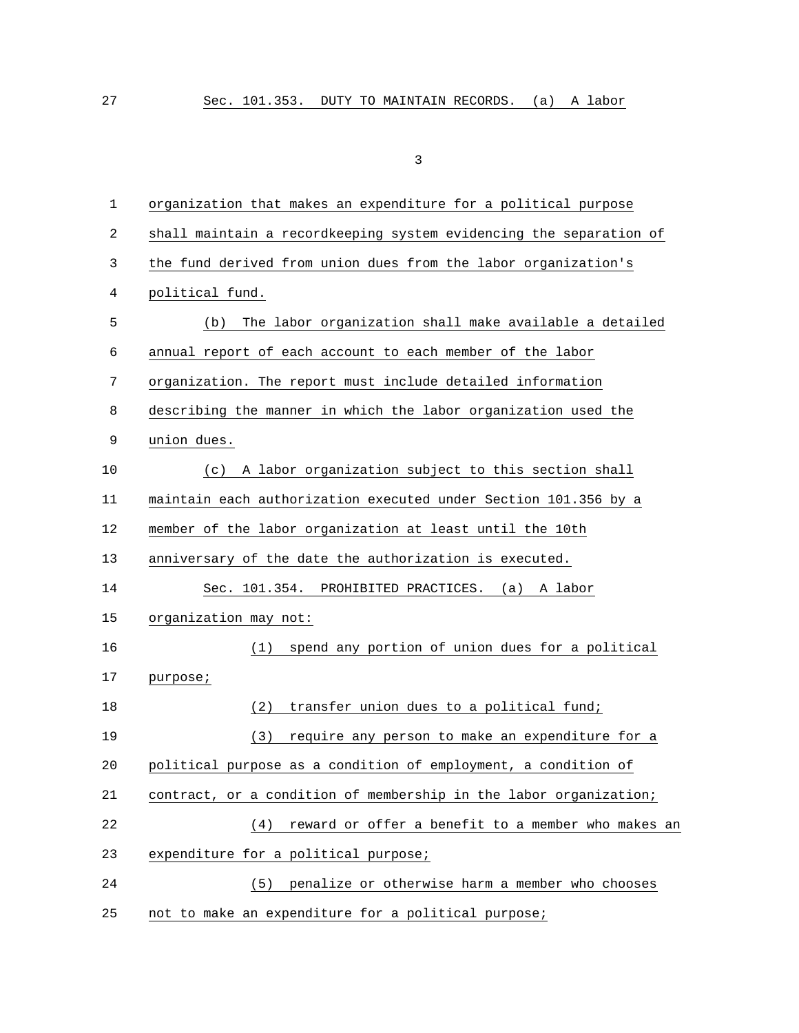Sec. 101.353. DUTY TO MAINTAIN RECORDS. (a) A labor organization that makes an expenditure for a political purpose shall maintain a recordkeeping system evidencing the separation of the fund derived from union dues from the labor organization's political fund.

(b) The labor organization shall make available a detailed annual report of each account to each member of the labor organization. The report must include detailed information describing the manner in which the labor organization used the union dues.

(c) A labor organization subject to this section shall maintain each authorization executed under Section 101.356 by a member of the labor organization at least until the 10th anniversary of the date the authorization is executed.

Sec. 101.354. PROHIBITED PRACTICES. (a) A labor organization may not:

(1) spend any portion of union dues for a political purpose;

(2) transfer union dues to a political fund;

(3) require any person to make an expenditure for a political purpose as a condition of employment, a condition of contract, or a condition of membership in the labor organization;

(4) reward or offer a benefit to a member who makes an expenditure for a political purpose;

(5) penalize or otherwise harm a member who chooses not to make an expenditure for a political purpose;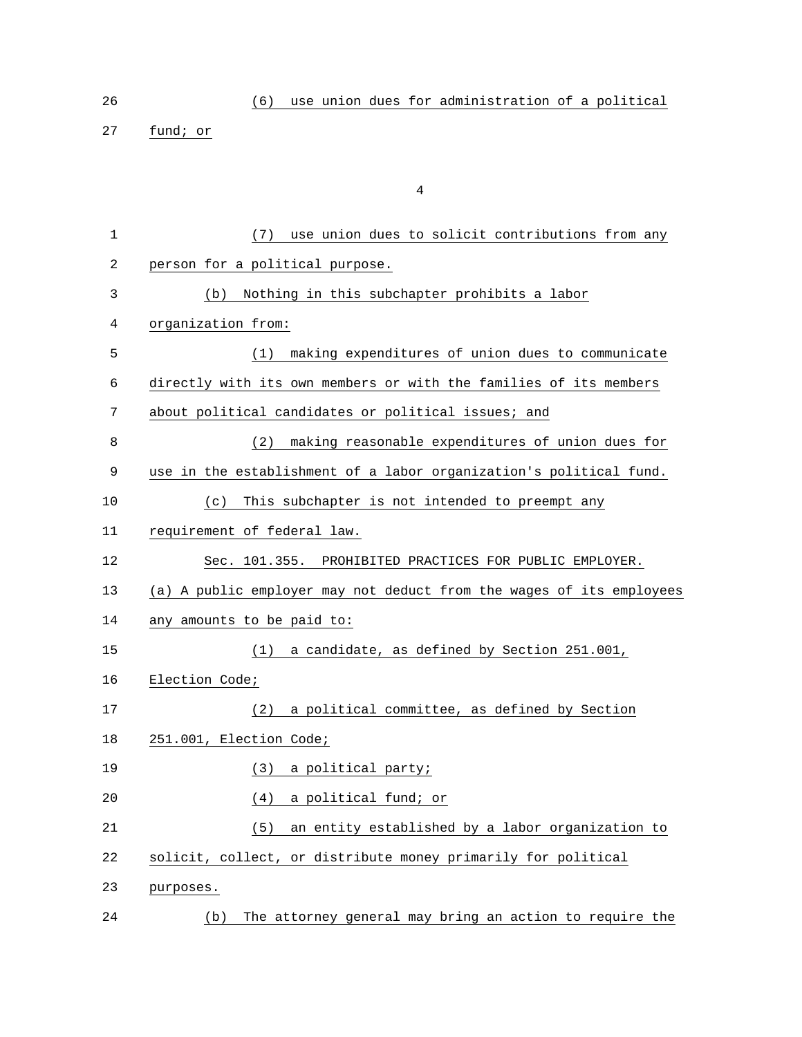(6) use union dues for administration of a political fund; or

(7) use union dues to solicit contributions from any person for a political purpose.

(b) Nothing in this subchapter prohibits a labor organization from:

(1) making expenditures of union dues to communicate directly with its own members or with the families of its members about political candidates or political issues; and

(2) making reasonable expenditures of union dues for use in the establishment of a labor organization's political fund.

(c) This subchapter is not intended to preempt any requirement of federal law.

Sec. 101.355. PROHIBITED PRACTICES FOR PUBLIC EMPLOYER. (a) A public employer may not deduct from the wages of its employees any amounts to be paid to:

(1) a candidate, as defined by Section 251.001, Election Code;

(2) a political committee, as defined by Section 251.001, Election Code;

(3) a political party;

(4) a political fund; or

(5) an entity established by a labor organization to solicit, collect, or distribute money primarily for political purposes.

(b) The attorney general may bring an action to require the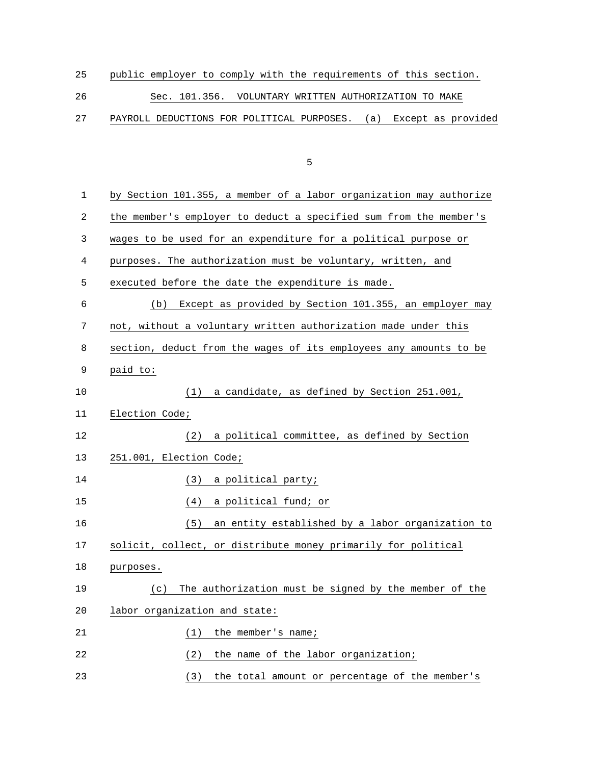public employer to comply with the requirements of this section.

Sec. 101.356. VOLUNTARY WRITTEN AUTHORIZATION TO MAKE PAYROLL DEDUCTIONS FOR POLITICAL PURPOSES. (a) Except as provided by Section 101.355, a member of a labor organization may authorize the member's employer to deduct a specified sum from the member's wages to be used for an expenditure for a political purpose or purposes. The authorization must be voluntary, written, and executed before the date the expenditure is made.

(b) Except as provided by Section 101.355, an employer may not, without a voluntary written authorization made under this section, deduct from the wages of its employees any amounts to be paid to:

(1) a candidate, as defined by Section 251.001, Election Code;

(2) a political committee, as defined by Section 251.001, Election Code;

(3) a political party;

(4) a political fund; or

(5) an entity established by a labor organization to solicit, collect, or distribute money primarily for political purposes.

(c) The authorization must be signed by the member of the labor organization and state:

(1) the member's name;

(2) the name of the labor organization;

(3) the total amount or percentage of the member's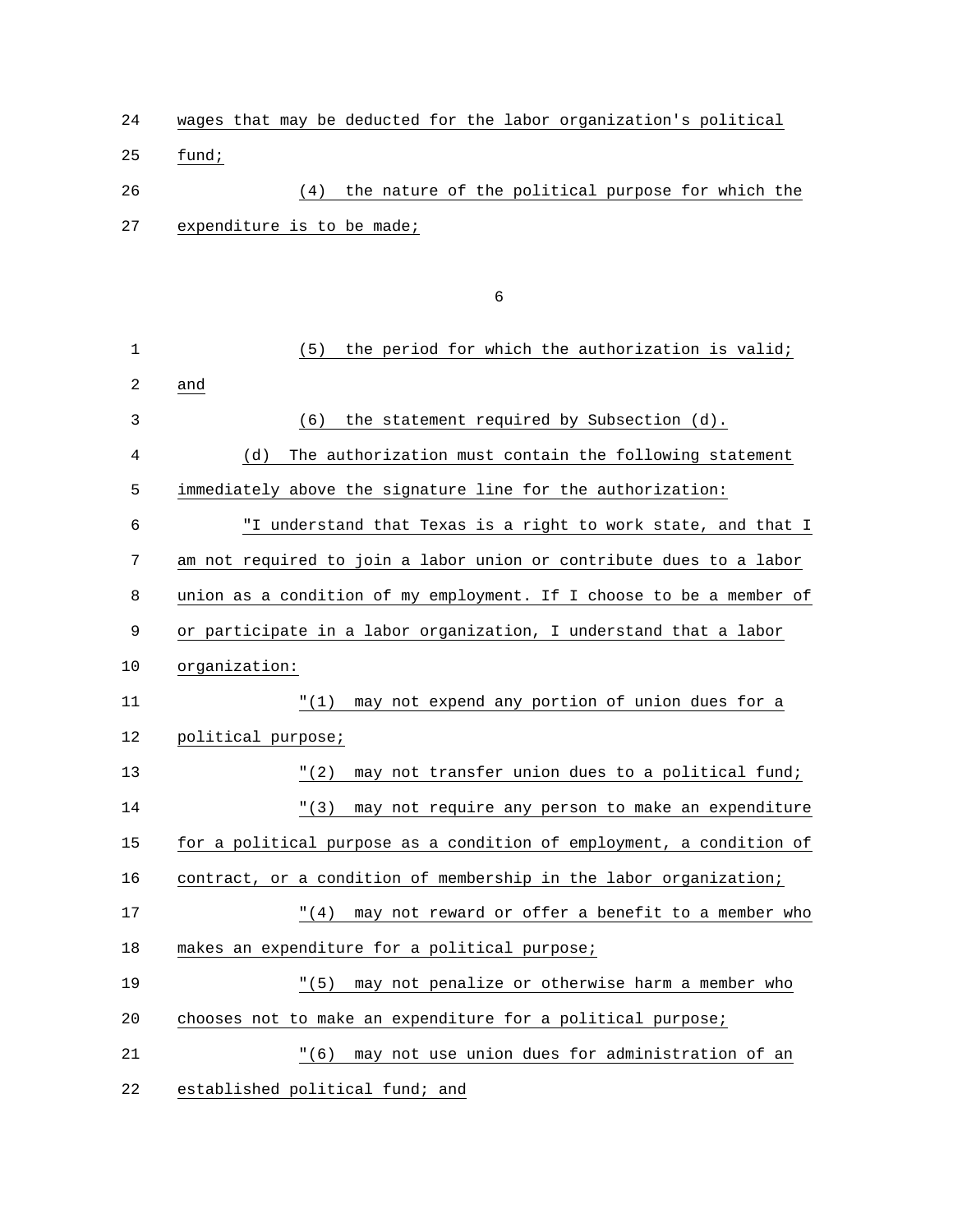wages that may be deducted for the labor organization's political fund;

(4) the nature of the political purpose for which the expenditure is to be made;

(5) the period for which the authorization is valid; and

(6) the statement required by Subsection (d).

(d) The authorization must contain the following statement immediately above the signature line for the authorization:

"I understand that Texas is a right to work state, and that I am not required to join a labor union or contribute dues to a labor union as a condition of my employment. If I choose to be a member of or participate in a labor organization, I understand that a labor organization:

"(1) may not expend any portion of union dues for a political purpose;

"(2) may not transfer union dues to a political fund;

"(3) may not require any person to make an expenditure for a political purpose as a condition of employment, a condition of contract, or a condition of membership in the labor organization;

"(4) may not reward or offer a benefit to a member who makes an expenditure for a political purpose;

"(5) may not penalize or otherwise harm a member who chooses not to make an expenditure for a political purpose;

"(6) may not use union dues for administration of an established political fund; and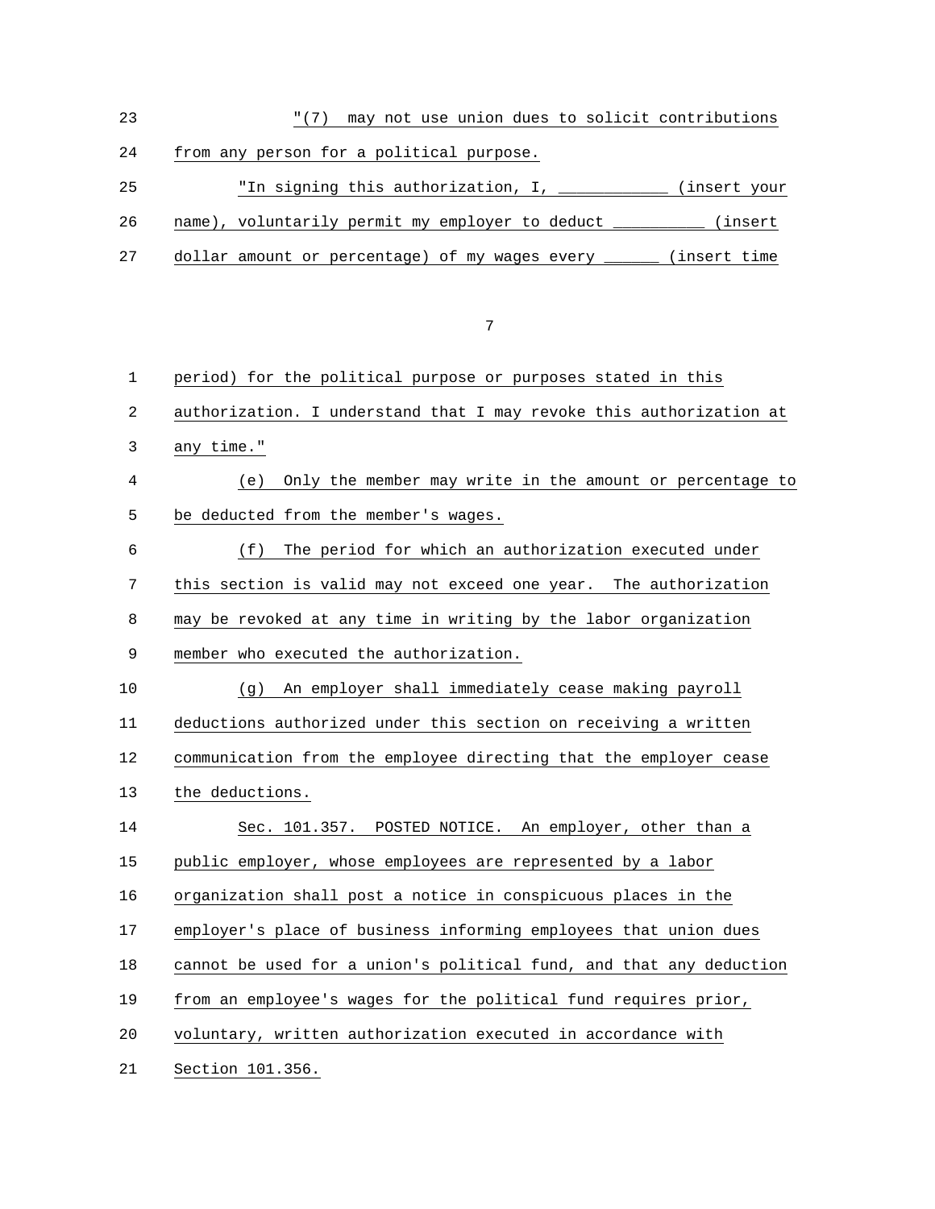"(7) may not use union dues to solicit contributions from any person for a political purpose.

"In signing this authorization, I, ____________ (insert your name), voluntarily permit my employer to deduct __________ (insert dollar amount or percentage) of my wages every ______ (insert time period) for the political purpose or purposes stated in this authorization. I understand that I may revoke this authorization at any time."

(e) Only the member may write in the amount or percentage to be deducted from the member's wages.

(f) The period for which an authorization executed under this section is valid may not exceed one year. The authorization may be revoked at any time in writing by the labor organization member who executed the authorization.

(g) An employer shall immediately cease making payroll deductions authorized under this section on receiving a written communication from the employee directing that the employer cease the deductions.

Sec. 101.357. POSTED NOTICE. An employer, other than a public employer, whose employees are represented by a labor organization shall post a notice in conspicuous places in the employer's place of business informing employees that union dues cannot be used for a union's political fund, and that any deduction from an employee's wages for the political fund requires prior, voluntary, written authorization executed in accordance with Section 101.356.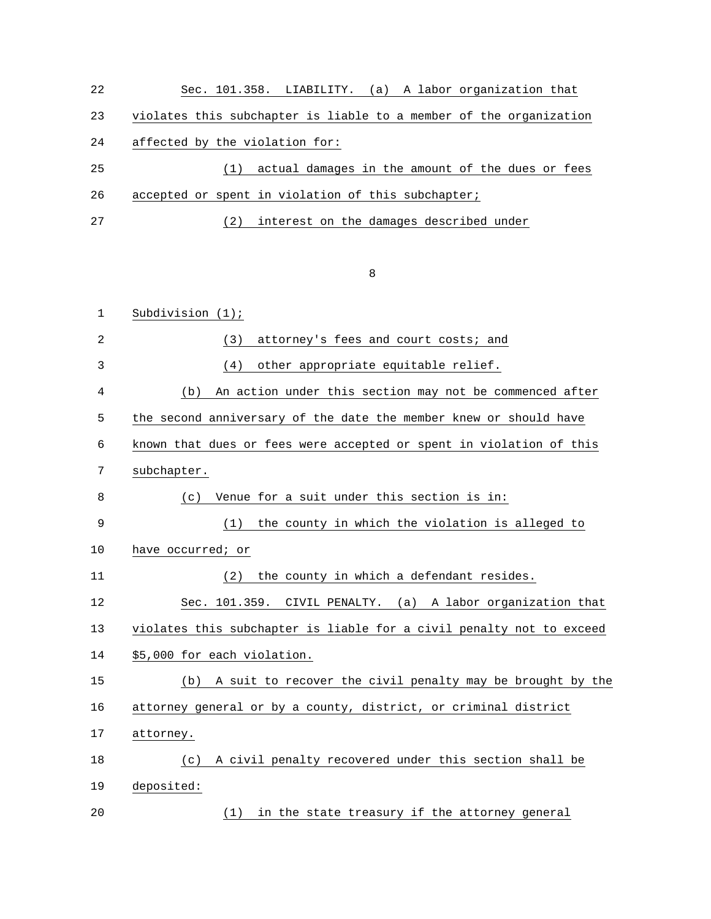Sec. 101.358. LIABILITY. (a) A labor organization that violates this subchapter is liable to a member of the organization affected by the violation for:

(1) actual damages in the amount of the dues or fees accepted or spent in violation of this subchapter;

(2) interest on the damages described under Subdivision (1);

(3) attorney's fees and court costs; and

(4) other appropriate equitable relief.

(b) An action under this section may not be commenced after the second anniversary of the date the member knew or should have known that dues or fees were accepted or spent in violation of this subchapter.

(c) Venue for a suit under this section is in:

(1) the county in which the violation is alleged to have occurred; or

(2) the county in which a defendant resides.

Sec. 101.359. CIVIL PENALTY. (a) A labor organization that violates this subchapter is liable for a civil penalty not to exceed $5,000 for each violation.

(b) A suit to recover the civil penalty may be brought by the attorney general or by a county, district, or criminal district attorney.

(c) A civil penalty recovered under this section shall be deposited:

(1) in the state treasury if the attorney general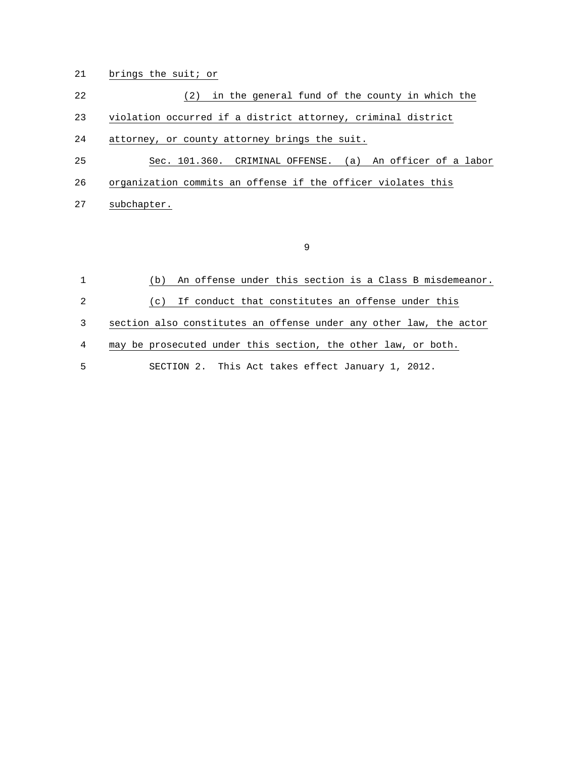brings the suit; or

(2) in the general fund of the county in which the violation occurred if a district attorney, criminal district attorney, or county attorney brings the suit.

Sec. 101.360. CRIMINAL OFFENSE. (a) An officer of a labor organization commits an offense if the officer violates this subchapter.

(b) An offense under this section is a Class B misdemeanor.

(c) If conduct that constitutes an offense under this section also constitutes an offense under any other law, the actor may be prosecuted under this section, the other law, or both.

SECTION 2. This Act takes effect January 1, 2012.